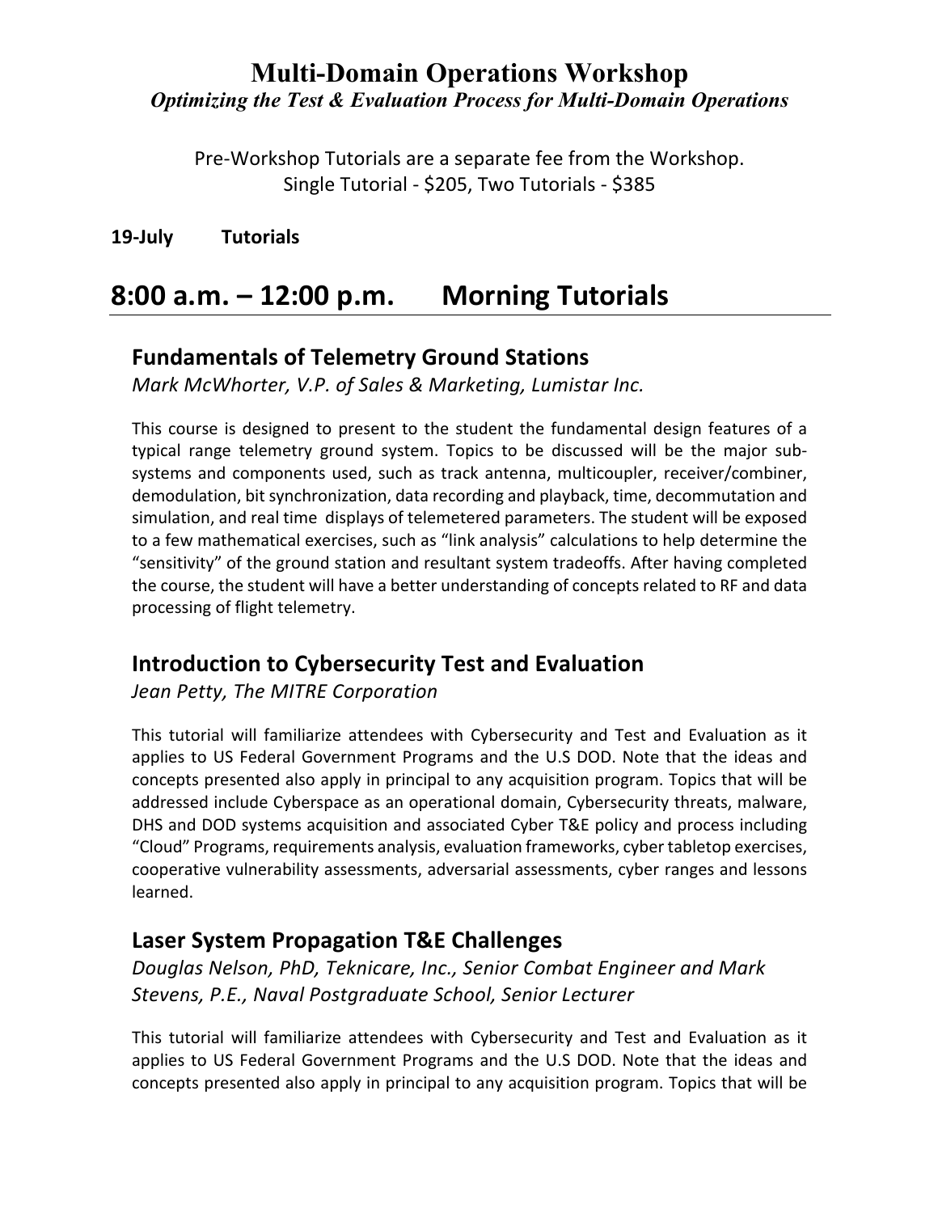# Multi-Domain Operations Workshop

***Optimizing the Test & Evaluation Process for Multi-Domain Operations***

Pre-Workshop Tutorials are a separate fee from the Workshop.
Single Tutorial - $205, Two Tutorials - $385

**19-July Tutorials**

## 8:00 a.m. – 12:00 p.m. Morning Tutorials

### Fundamentals of Telemetry Ground Stations

*Mark McWhorter, V.P. of Sales & Marketing, Lumistar Inc.*

This course is designed to present to the student the fundamental design features of a typical range telemetry ground system. Topics to be discussed will be the major sub-systems and components used, such as track antenna, multicoupler, receiver/combiner, demodulation, bit synchronization, data recording and playback, time, decommutation and simulation, and real time displays of telemetered parameters. The student will be exposed to a few mathematical exercises, such as "link analysis" calculations to help determine the "sensitivity" of the ground station and resultant system tradeoffs. After having completed the course, the student will have a better understanding of concepts related to RF and data processing of flight telemetry.

### Introduction to Cybersecurity Test and Evaluation

*Jean Petty, The MITRE Corporation*

This tutorial will familiarize attendees with Cybersecurity and Test and Evaluation as it applies to US Federal Government Programs and the U.S DOD. Note that the ideas and concepts presented also apply in principal to any acquisition program. Topics that will be addressed include Cyberspace as an operational domain, Cybersecurity threats, malware, DHS and DOD systems acquisition and associated Cyber T&E policy and process including "Cloud" Programs, requirements analysis, evaluation frameworks, cyber tabletop exercises, cooperative vulnerability assessments, adversarial assessments, cyber ranges and lessons learned.

### Laser System Propagation T&E Challenges

*Douglas Nelson, PhD, Teknicare, Inc., Senior Combat Engineer and Mark Stevens, P.E., Naval Postgraduate School, Senior Lecturer*

This tutorial will familiarize attendees with Cybersecurity and Test and Evaluation as it applies to US Federal Government Programs and the U.S DOD. Note that the ideas and concepts presented also apply in principal to any acquisition program. Topics that will be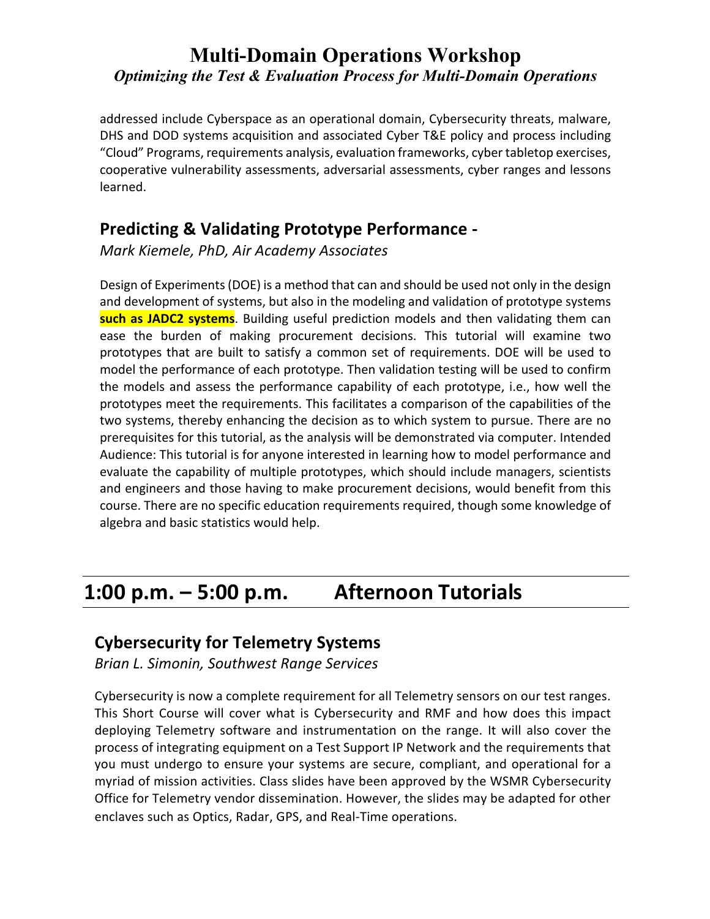addressed include Cyberspace as an operational domain, Cybersecurity threats, malware, DHS and DOD systems acquisition and associated Cyber T&E policy and process including "Cloud" Programs, requirements analysis, evaluation frameworks, cyber tabletop exercises, cooperative vulnerability assessments, adversarial assessments, cyber ranges and lessons learned.

### Predicting & Validating Prototype Performance -

*Mark Kiemele, PhD, Air Academy Associates*

Design of Experiments (DOE) is a method that can and should be used not only in the design and development of systems, but also in the modeling and validation of prototype systems **such as JADC2 systems**. Building useful prediction models and then validating them can ease the burden of making procurement decisions. This tutorial will examine two prototypes that are built to satisfy a common set of requirements. DOE will be used to model the performance of each prototype. Then validation testing will be used to confirm the models and assess the performance capability of each prototype, i.e., how well the prototypes meet the requirements. This facilitates a comparison of the capabilities of the two systems, thereby enhancing the decision as to which system to pursue. There are no prerequisites for this tutorial, as the analysis will be demonstrated via computer. Intended Audience: This tutorial is for anyone interested in learning how to model performance and evaluate the capability of multiple prototypes, which should include managers, scientists and engineers and those having to make procurement decisions, would benefit from this course. There are no specific education requirements required, though some knowledge of algebra and basic statistics would help.

## 1:00 p.m. – 5:00 p.m. Afternoon Tutorials

### Cybersecurity for Telemetry Systems

*Brian L. Simonin, Southwest Range Services*

Cybersecurity is now a complete requirement for all Telemetry sensors on our test ranges. This Short Course will cover what is Cybersecurity and RMF and how does this impact deploying Telemetry software and instrumentation on the range. It will also cover the process of integrating equipment on a Test Support IP Network and the requirements that you must undergo to ensure your systems are secure, compliant, and operational for a myriad of mission activities. Class slides have been approved by the WSMR Cybersecurity Office for Telemetry vendor dissemination. However, the slides may be adapted for other enclaves such as Optics, Radar, GPS, and Real-Time operations.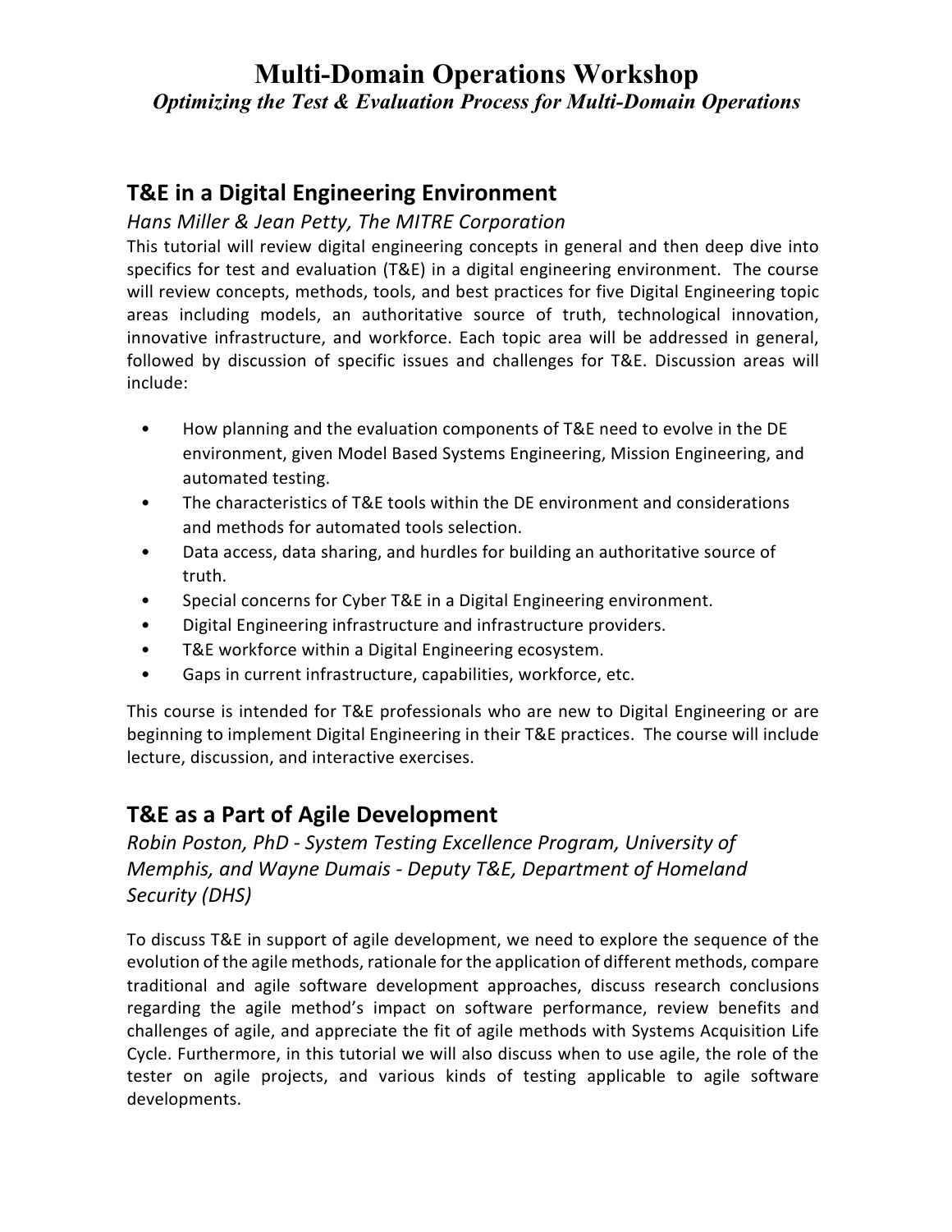# Multi-Domain Operations Workshop

*Optimizing the Test & Evaluation Process for Multi-Domain Operations*

## T&E in a Digital Engineering Environment

*Hans Miller & Jean Petty, The MITRE Corporation*

This tutorial will review digital engineering concepts in general and then deep dive into specifics for test and evaluation (T&E) in a digital engineering environment. The course will review concepts, methods, tools, and best practices for five Digital Engineering topic areas including models, an authoritative source of truth, technological innovation, innovative infrastructure, and workforce. Each topic area will be addressed in general, followed by discussion of specific issues and challenges for T&E. Discussion areas will include:

- How planning and the evaluation components of T&E need to evolve in the DE environment, given Model Based Systems Engineering, Mission Engineering, and automated testing.
- The characteristics of T&E tools within the DE environment and considerations and methods for automated tools selection.
- Data access, data sharing, and hurdles for building an authoritative source of truth.
- Special concerns for Cyber T&E in a Digital Engineering environment.
- Digital Engineering infrastructure and infrastructure providers.
- T&E workforce within a Digital Engineering ecosystem.
- Gaps in current infrastructure, capabilities, workforce, etc.

This course is intended for T&E professionals who are new to Digital Engineering or are beginning to implement Digital Engineering in their T&E practices. The course will include lecture, discussion, and interactive exercises.

## T&E as a Part of Agile Development

*Robin Poston, PhD - System Testing Excellence Program, University of Memphis, and Wayne Dumais - Deputy T&E, Department of Homeland Security (DHS)*

To discuss T&E in support of agile development, we need to explore the sequence of the evolution of the agile methods, rationale for the application of different methods, compare traditional and agile software development approaches, discuss research conclusions regarding the agile method's impact on software performance, review benefits and challenges of agile, and appreciate the fit of agile methods with Systems Acquisition Life Cycle. Furthermore, in this tutorial we will also discuss when to use agile, the role of the tester on agile projects, and various kinds of testing applicable to agile software developments.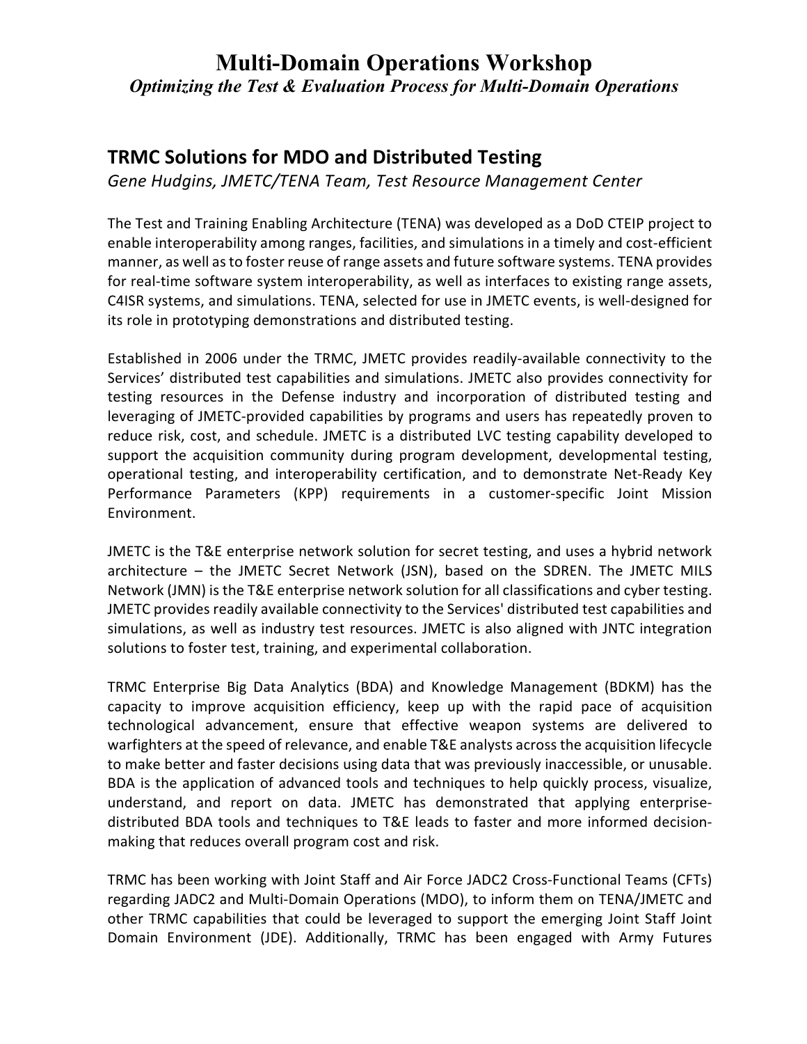# Multi-Domain Operations Workshop

*Optimizing the Test & Evaluation Process for Multi-Domain Operations*

## TRMC Solutions for MDO and Distributed Testing

*Gene Hudgins, JMETC/TENA Team, Test Resource Management Center*

The Test and Training Enabling Architecture (TENA) was developed as a DoD CTEIP project to enable interoperability among ranges, facilities, and simulations in a timely and cost-efficient manner, as well as to foster reuse of range assets and future software systems. TENA provides for real-time software system interoperability, as well as interfaces to existing range assets, C4ISR systems, and simulations. TENA, selected for use in JMETC events, is well-designed for its role in prototyping demonstrations and distributed testing.

Established in 2006 under the TRMC, JMETC provides readily-available connectivity to the Services' distributed test capabilities and simulations. JMETC also provides connectivity for testing resources in the Defense industry and incorporation of distributed testing and leveraging of JMETC-provided capabilities by programs and users has repeatedly proven to reduce risk, cost, and schedule. JMETC is a distributed LVC testing capability developed to support the acquisition community during program development, developmental testing, operational testing, and interoperability certification, and to demonstrate Net-Ready Key Performance Parameters (KPP) requirements in a customer-specific Joint Mission Environment.

JMETC is the T&E enterprise network solution for secret testing, and uses a hybrid network architecture – the JMETC Secret Network (JSN), based on the SDREN. The JMETC MILS Network (JMN) is the T&E enterprise network solution for all classifications and cyber testing. JMETC provides readily available connectivity to the Services' distributed test capabilities and simulations, as well as industry test resources. JMETC is also aligned with JNTC integration solutions to foster test, training, and experimental collaboration.

TRMC Enterprise Big Data Analytics (BDA) and Knowledge Management (BDKM) has the capacity to improve acquisition efficiency, keep up with the rapid pace of acquisition technological advancement, ensure that effective weapon systems are delivered to warfighters at the speed of relevance, and enable T&E analysts across the acquisition lifecycle to make better and faster decisions using data that was previously inaccessible, or unusable. BDA is the application of advanced tools and techniques to help quickly process, visualize, understand, and report on data. JMETC has demonstrated that applying enterprise-distributed BDA tools and techniques to T&E leads to faster and more informed decision-making that reduces overall program cost and risk.

TRMC has been working with Joint Staff and Air Force JADC2 Cross-Functional Teams (CFTs) regarding JADC2 and Multi-Domain Operations (MDO), to inform them on TENA/JMETC and other TRMC capabilities that could be leveraged to support the emerging Joint Staff Joint Domain Environment (JDE). Additionally, TRMC has been engaged with Army Futures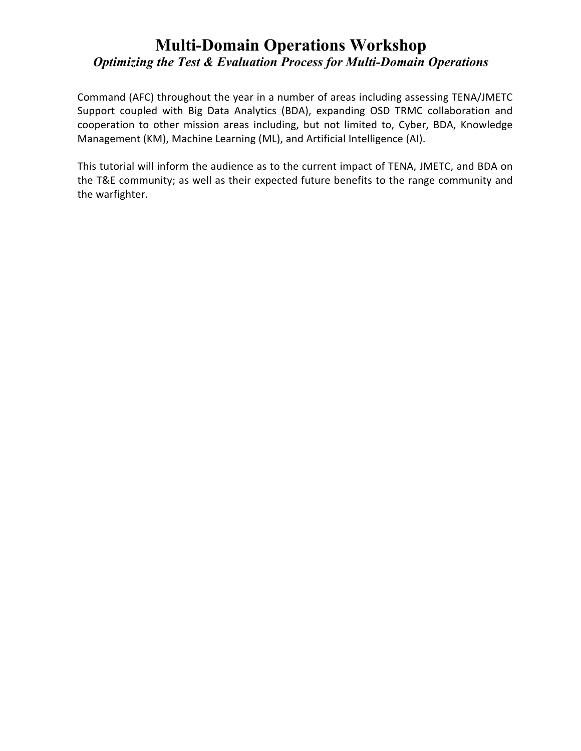Command (AFC) throughout the year in a number of areas including assessing TENA/JMETC Support coupled with Big Data Analytics (BDA), expanding OSD TRMC collaboration and cooperation to other mission areas including, but not limited to, Cyber, BDA, Knowledge Management (KM), Machine Learning (ML), and Artificial Intelligence (AI).

This tutorial will inform the audience as to the current impact of TENA, JMETC, and BDA on the T&E community; as well as their expected future benefits to the range community and the warfighter.